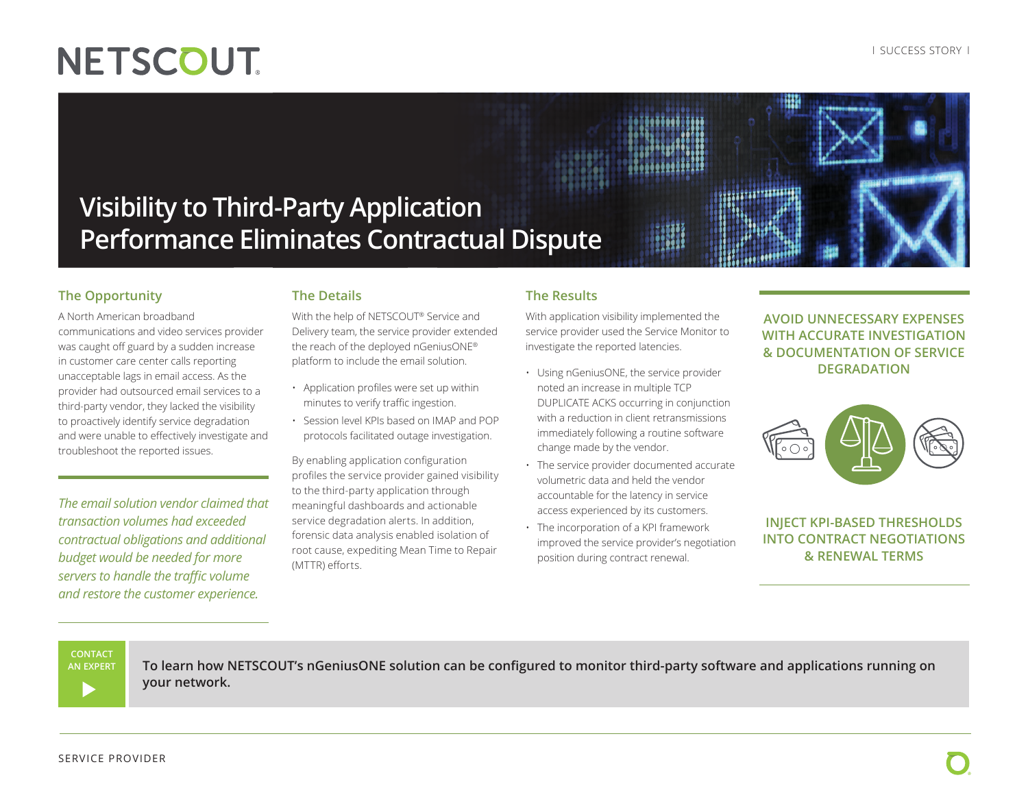NETSCOUT

| SUCCESS STORY |

# Visibility to Third-Party Application Performance Eliminates Contractual Dispute

## The Opportunity

A North American broadband communications and video services provider was caught off guard by a sudden increase in customer care center calls reporting unacceptable lags in email access. As the provider had outsourced email services to a third-party vendor, they lacked the visibility to proactively identify service degradation and were unable to effectively investigate and troubleshoot the reported issues.

*The email solution vendor claimed that transaction volumes had exceeded contractual obligations and additional budget would be needed for more servers to handle the traffic volume and restore the customer experience.*

## The Details

With the help of NETSCOUT® Service and Delivery team, the service provider extended the reach of the deployed nGeniusONE® platform to include the email solution.

- Application profiles were set up within minutes to verify traffic ingestion.
- Session level KPIs based on IMAP and POP protocols facilitated outage investigation.

By enabling application configuration profiles the service provider gained visibility to the third-party application through meaningful dashboards and actionable service degradation alerts. In addition, forensic data analysis enabled isolation of root cause, expediting Mean Time to Repair (MTTR) efforts.

## The Results

With application visibility implemented the service provider used the Service Monitor to investigate the reported latencies.

- Using nGeniusONE, the service provider noted an increase in multiple TCP DUPLICATE ACKS occurring in conjunction with a reduction in client retransmissions immediately following a routine software change made by the vendor.
- The service provider documented accurate volumetric data and held the vendor accountable for the latency in service access experienced by its customers.
- The incorporation of a KPI framework improved the service provider's negotiation position during contract renewal.

**AVOID UNNECESSARY EXPENSES WITH ACCURATE INVESTIGATION & DOCUMENTATION OF SERVICE DEGRADATION**

**INJECT KPI-BASED THRESHOLDS INTO CONTRACT NEGOTIATIONS & RENEWAL TERMS**

**CONTACT AN EXPERT**

**To learn how NETSCOUT's nGeniusONE solution can be configured to monitor third-party software and applications running on your network.**

SERVICE PROVIDER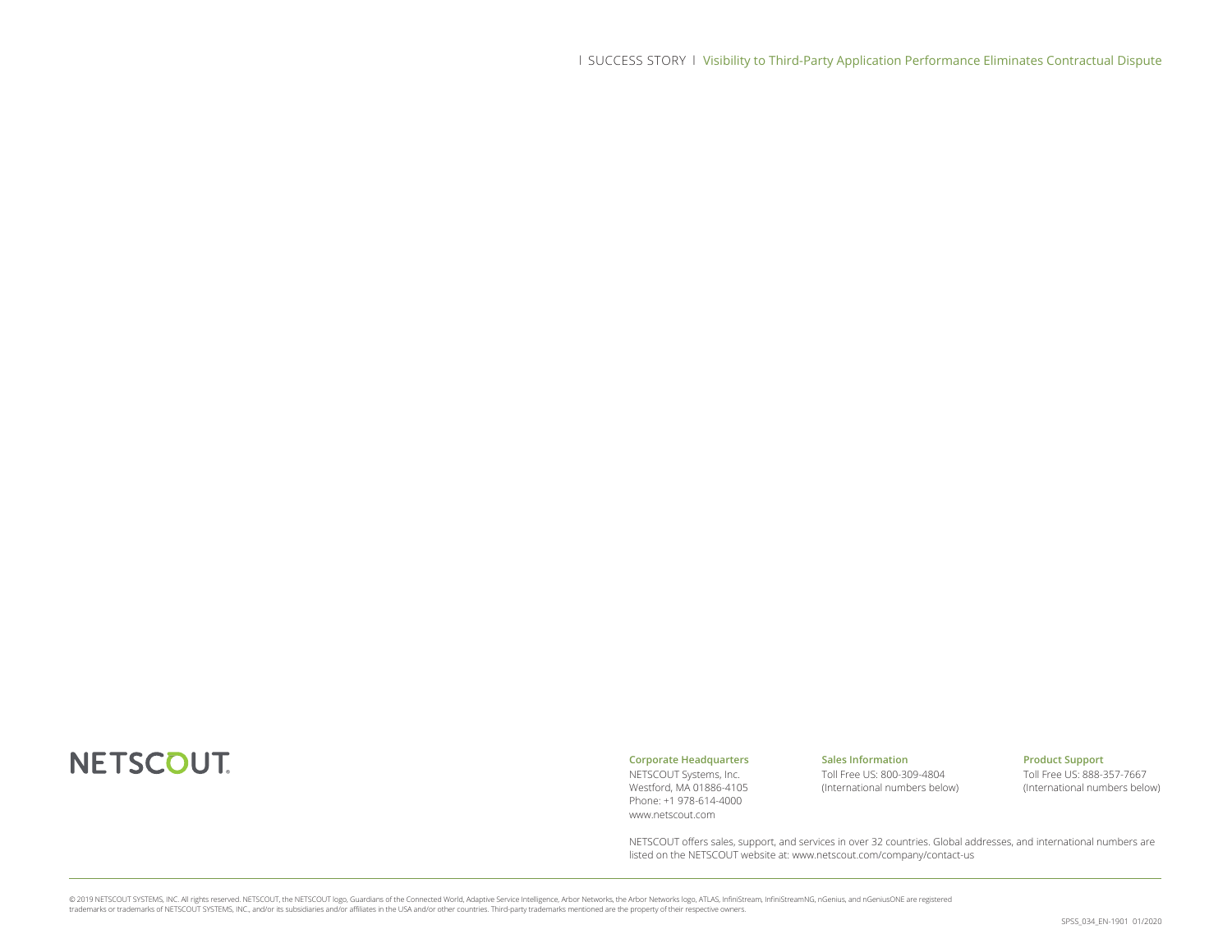NETSCOUT.

**Corporate Headquarters**
NETSCOUT Systems, Inc.
Westford, MA 01886-4105
Phone: +1 978-614-4000
www.netscout.com

**Sales Information**
Toll Free US: 800-309-4804
(International numbers below)

**Product Support**
Toll Free US: 888-357-7667
(International numbers below)

NETSCOUT offers sales, support, and services in over 32 countries. Global addresses, and international numbers are listed on the NETSCOUT website at: www.netscout.com/company/contact-us

© 2019 NETSCOUT SYSTEMS, INC. All rights reserved. NETSCOUT, the NETSCOUT logo, Guardians of the Connected World, Adaptive Service Intelligence, Arbor Networks, the Arbor Networks logo, ATLAS, InfiniStream, InfiniStreamNG, nGenius, and nGeniusONE are registered trademarks or trademarks of NETSCOUT SYSTEMS, INC., and/or its subsidiaries and/or affiliates in the USA and/or other countries. Third-party trademarks mentioned are the property of their respective owners.

SPSS_034_EN-1901 01/2020